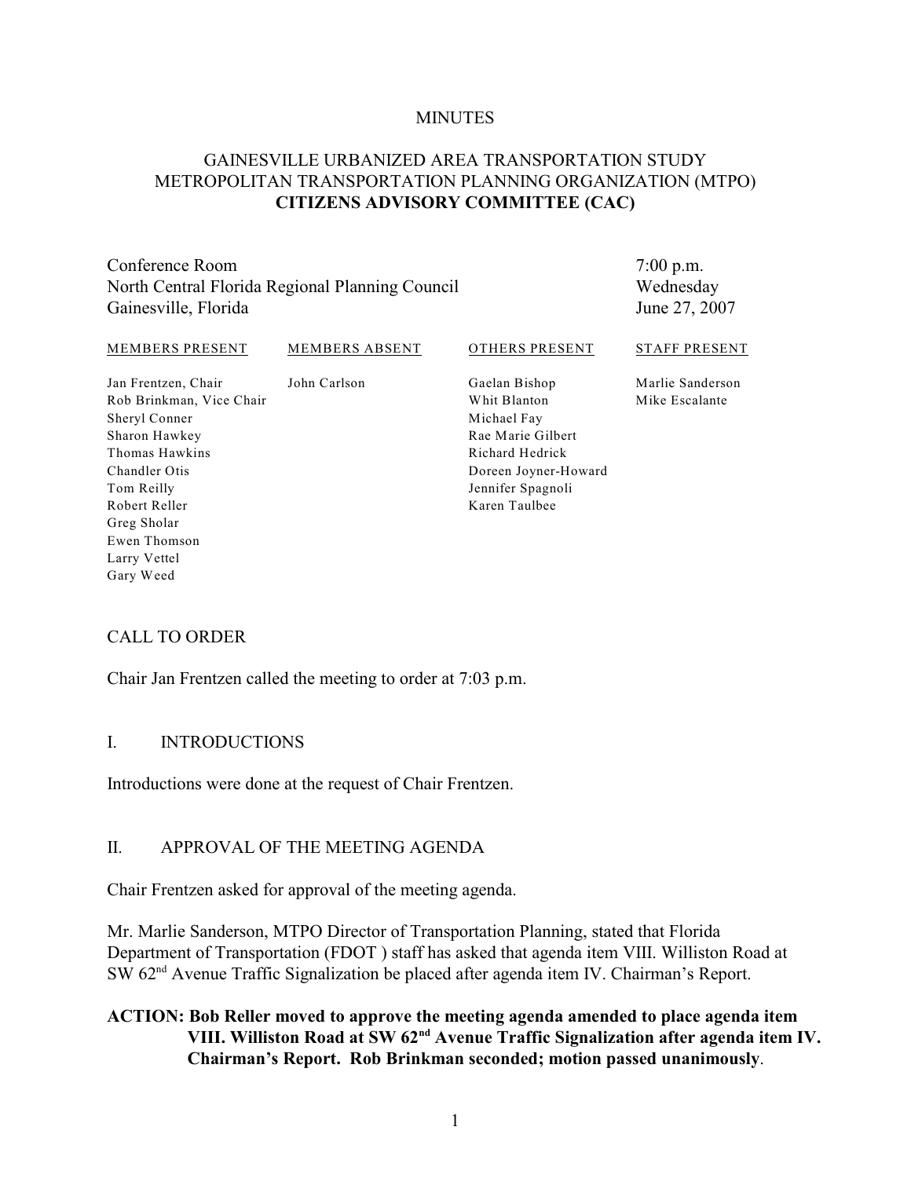MINUTES

# GAINESVILLE URBANIZED AREA TRANSPORTATION STUDY METROPOLITAN TRANSPORTATION PLANNING ORGANIZATION (MTPO) **CITIZENS ADVISORY COMMITTEE (CAC)**

Conference Room
North Central Florida Regional Planning Council
Gainesville, Florida

7:00 p.m.
Wednesday
June 27, 2007

| MEMBERS PRESENT | MEMBERS ABSENT | OTHERS PRESENT | STAFF PRESENT |
|---|---|---|---|
| Jan Frentzen, Chair | John Carlson | Gaelan Bishop | Marlie Sanderson |
| Rob Brinkman, Vice Chair | | Whit Blanton | Mike Escalante |
| Sheryl Conner | | Michael Fay | |
| Sharon Hawkey | | Rae Marie Gilbert | |
| Thomas Hawkins | | Richard Hedrick | |
| Chandler Otis | | Doreen Joyner-Howard | |
| Tom Reilly | | Jennifer Spagnoli | |
| Robert Reller | | Karen Taulbee | |
| Greg Sholar | | | |
| Ewen Thomson | | | |
| Larry Vettel | | | |
| Gary Weed | | | |

## CALL TO ORDER

Chair Jan Frentzen called the meeting to order at 7:03 p.m.

## I. INTRODUCTIONS

Introductions were done at the request of Chair Frentzen.

## II. APPROVAL OF THE MEETING AGENDA

Chair Frentzen asked for approval of the meeting agenda.

Mr. Marlie Sanderson, MTPO Director of Transportation Planning, stated that Florida Department of Transportation (FDOT ) staff has asked that agenda item VIII. Williston Road at SW 62nd Avenue Traffic Signalization be placed after agenda item IV. Chairman's Report.

**ACTION: Bob Reller moved to approve the meeting agenda amended to place agenda item VIII. Williston Road at SW 62nd Avenue Traffic Signalization after agenda item IV. Chairman's Report. Rob Brinkman seconded; motion passed unanimously**.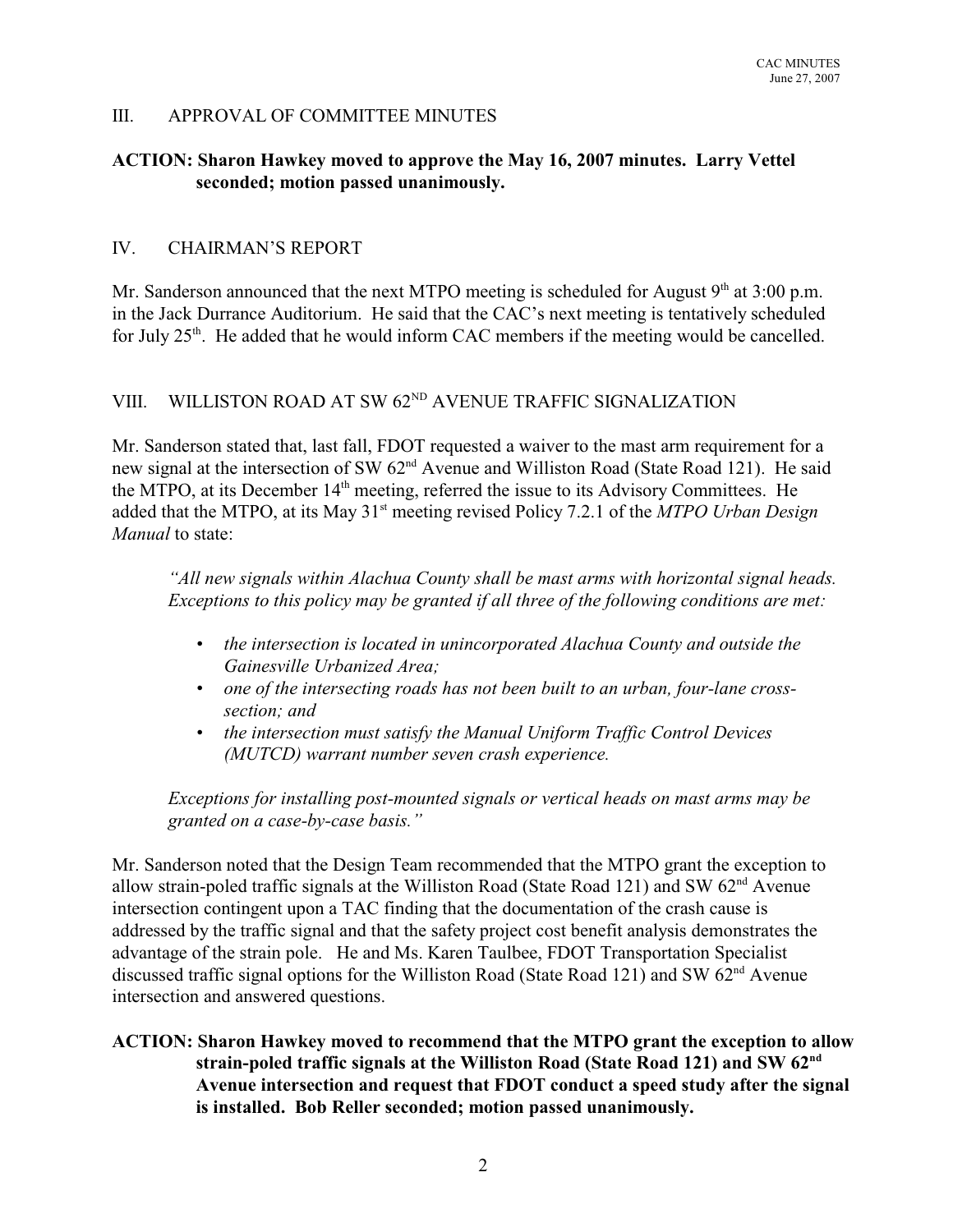## III. APPROVAL OF COMMITTEE MINUTES

**ACTION: Sharon Hawkey moved to approve the May 16, 2007 minutes. Larry Vettel seconded; motion passed unanimously.**

## IV. CHAIRMAN'S REPORT

Mr. Sanderson announced that the next MTPO meeting is scheduled for August 9th at 3:00 p.m. in the Jack Durrance Auditorium. He said that the CAC's next meeting is tentatively scheduled for July 25th. He added that he would inform CAC members if the meeting would be cancelled.

## VIII. WILLISTON ROAD AT SW 62ND AVENUE TRAFFIC SIGNALIZATION

Mr. Sanderson stated that, last fall, FDOT requested a waiver to the mast arm requirement for a new signal at the intersection of SW 62nd Avenue and Williston Road (State Road 121). He said the MTPO, at its December 14th meeting, referred the issue to its Advisory Committees. He added that the MTPO, at its May 31st meeting revised Policy 7.2.1 of the *MTPO Urban Design Manual* to state:

> *"All new signals within Alachua County shall be mast arms with horizontal signal heads. Exceptions to this policy may be granted if all three of the following conditions are met:*
>
> - *the intersection is located in unincorporated Alachua County and outside the Gainesville Urbanized Area;*
> - *one of the intersecting roads has not been built to an urban, four-lane cross-section; and*
> - *the intersection must satisfy the Manual Uniform Traffic Control Devices (MUTCD) warrant number seven crash experience.*
>
> *Exceptions for installing post-mounted signals or vertical heads on mast arms may be granted on a case-by-case basis."*

Mr. Sanderson noted that the Design Team recommended that the MTPO grant the exception to allow strain-poled traffic signals at the Williston Road (State Road 121) and SW 62nd Avenue intersection contingent upon a TAC finding that the documentation of the crash cause is addressed by the traffic signal and that the safety project cost benefit analysis demonstrates the advantage of the strain pole. He and Ms. Karen Taulbee, FDOT Transportation Specialist discussed traffic signal options for the Williston Road (State Road 121) and SW 62nd Avenue intersection and answered questions.

**ACTION: Sharon Hawkey moved to recommend that the MTPO grant the exception to allow strain-poled traffic signals at the Williston Road (State Road 121) and SW 62nd Avenue intersection and request that FDOT conduct a speed study after the signal is installed. Bob Reller seconded; motion passed unanimously.**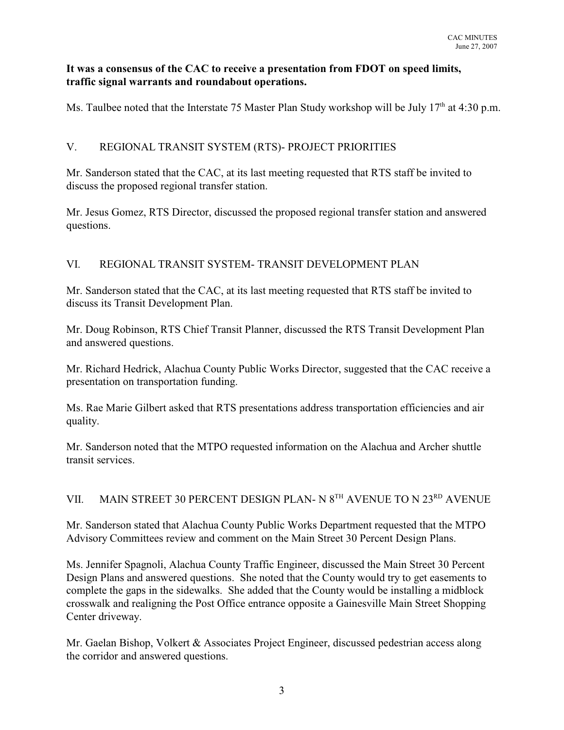**It was a consensus of the CAC to receive a presentation from FDOT on speed limits, traffic signal warrants and roundabout operations.**

Ms. Taulbee noted that the Interstate 75 Master Plan Study workshop will be July 17th at 4:30 p.m.

## V. REGIONAL TRANSIT SYSTEM (RTS)- PROJECT PRIORITIES

Mr. Sanderson stated that the CAC, at its last meeting requested that RTS staff be invited to discuss the proposed regional transfer station.

Mr. Jesus Gomez, RTS Director, discussed the proposed regional transfer station and answered questions.

## VI. REGIONAL TRANSIT SYSTEM- TRANSIT DEVELOPMENT PLAN

Mr. Sanderson stated that the CAC, at its last meeting requested that RTS staff be invited to discuss its Transit Development Plan.

Mr. Doug Robinson, RTS Chief Transit Planner, discussed the RTS Transit Development Plan and answered questions.

Mr. Richard Hedrick, Alachua County Public Works Director, suggested that the CAC receive a presentation on transportation funding.

Ms. Rae Marie Gilbert asked that RTS presentations address transportation efficiencies and air quality.

Mr. Sanderson noted that the MTPO requested information on the Alachua and Archer shuttle transit services.

## VII. MAIN STREET 30 PERCENT DESIGN PLAN- N 8TH AVENUE TO N 23RD AVENUE

Mr. Sanderson stated that Alachua County Public Works Department requested that the MTPO Advisory Committees review and comment on the Main Street 30 Percent Design Plans.

Ms. Jennifer Spagnoli, Alachua County Traffic Engineer, discussed the Main Street 30 Percent Design Plans and answered questions. She noted that the County would try to get easements to complete the gaps in the sidewalks. She added that the County would be installing a midblock crosswalk and realigning the Post Office entrance opposite a Gainesville Main Street Shopping Center driveway.

Mr. Gaelan Bishop, Volkert & Associates Project Engineer, discussed pedestrian access along the corridor and answered questions.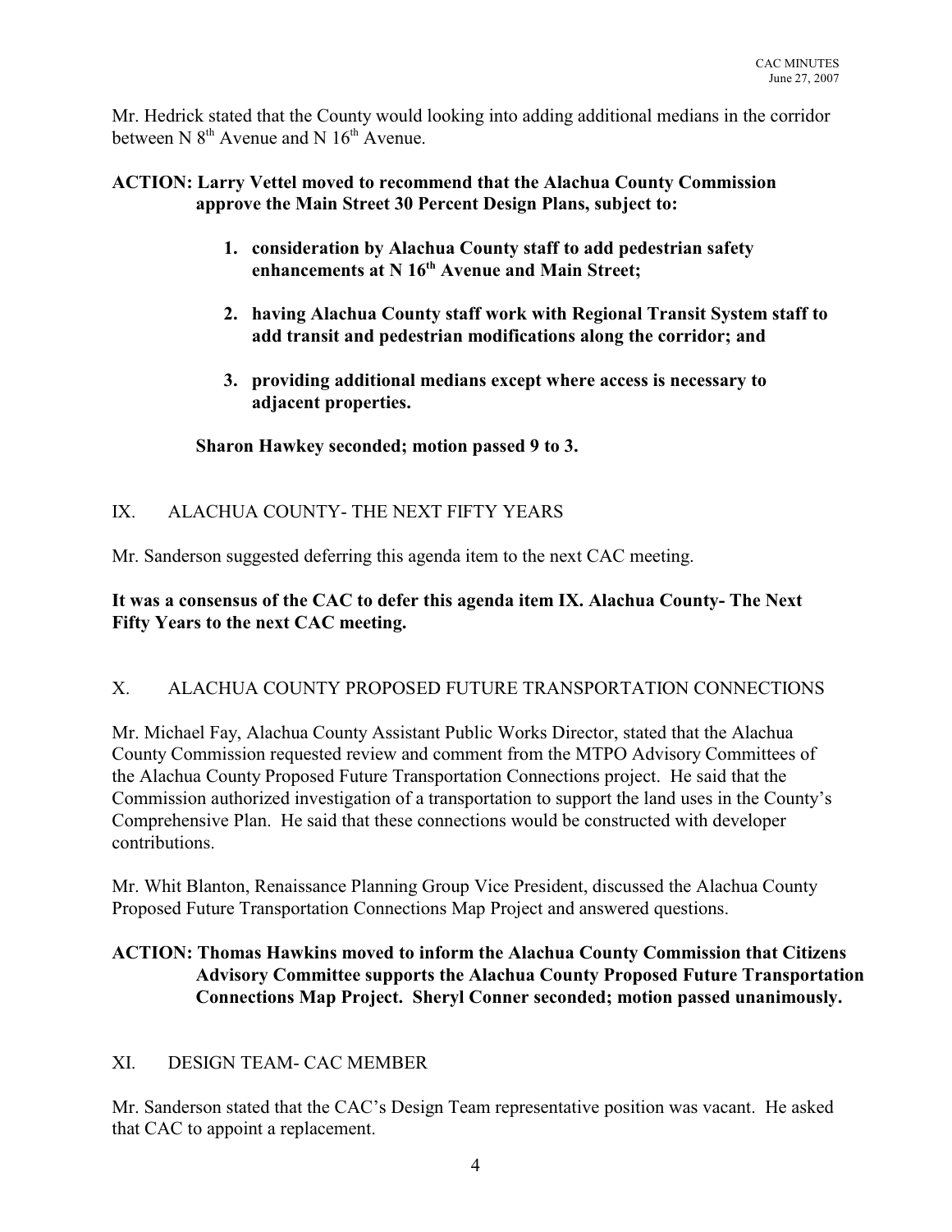Mr. Hedrick stated that the County would looking into adding additional medians in the corridor between N 8th Avenue and N 16th Avenue.

**ACTION: Larry Vettel moved to recommend that the Alachua County Commission approve the Main Street 30 Percent Design Plans, subject to:**

1. **consideration by Alachua County staff to add pedestrian safety enhancements at N 16th Avenue and Main Street;**
2. **having Alachua County staff work with Regional Transit System staff to add transit and pedestrian modifications along the corridor; and**
3. **providing additional medians except where access is necessary to adjacent properties.**

**Sharon Hawkey seconded; motion passed 9 to 3.**

## IX. ALACHUA COUNTY- THE NEXT FIFTY YEARS

Mr. Sanderson suggested deferring this agenda item to the next CAC meeting.

**It was a consensus of the CAC to defer this agenda item IX. Alachua County- The Next Fifty Years to the next CAC meeting.**

## X. ALACHUA COUNTY PROPOSED FUTURE TRANSPORTATION CONNECTIONS

Mr. Michael Fay, Alachua County Assistant Public Works Director, stated that the Alachua County Commission requested review and comment from the MTPO Advisory Committees of the Alachua County Proposed Future Transportation Connections project. He said that the Commission authorized investigation of a transportation to support the land uses in the County's Comprehensive Plan. He said that these connections would be constructed with developer contributions.

Mr. Whit Blanton, Renaissance Planning Group Vice President, discussed the Alachua County Proposed Future Transportation Connections Map Project and answered questions.

**ACTION: Thomas Hawkins moved to inform the Alachua County Commission that Citizens Advisory Committee supports the Alachua County Proposed Future Transportation Connections Map Project. Sheryl Conner seconded; motion passed unanimously.**

## XI. DESIGN TEAM- CAC MEMBER

Mr. Sanderson stated that the CAC's Design Team representative position was vacant. He asked that CAC to appoint a replacement.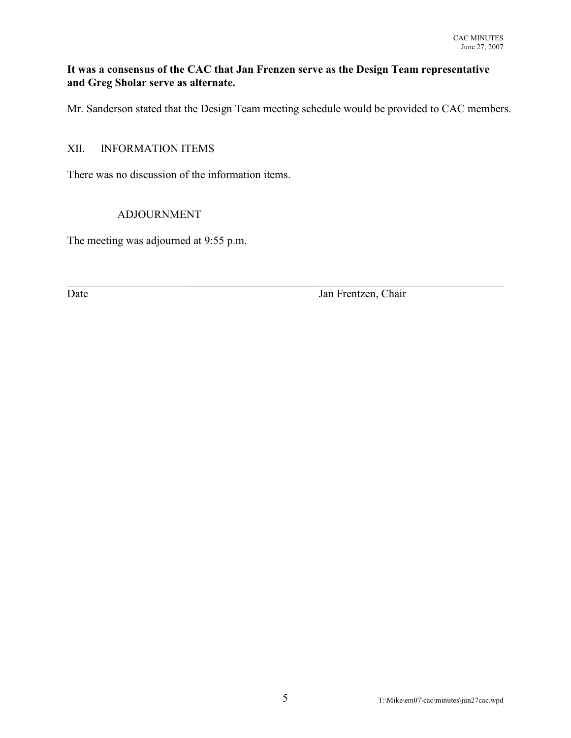**It was a consensus of the CAC that Jan Frenzen serve as the Design Team representative and Greg Sholar serve as alternate.**

Mr. Sanderson stated that the Design Team meeting schedule would be provided to CAC members.

## XII. INFORMATION ITEMS

There was no discussion of the information items.

## ADJOURNMENT

The meeting was adjourned at 9:55 p.m.

\_\_\_\_\_\_\_\_\_\_\_\_\_\_\_\_\_\_\_\_\_\_\_\_\_\_\_\_\_\_\_\_\_\_\_\_\_\_\_\_\_\_\_\_\_\_\_\_\_\_\_\_\_\_\_\_\_\_\_\_\_\_\_\_\_\_\_\_\_\_\_\_\_\_\_\_

Date                                                            Jan Frentzen, Chair

T:\Mike\em07\cac\minutes\jun27cac.wpd